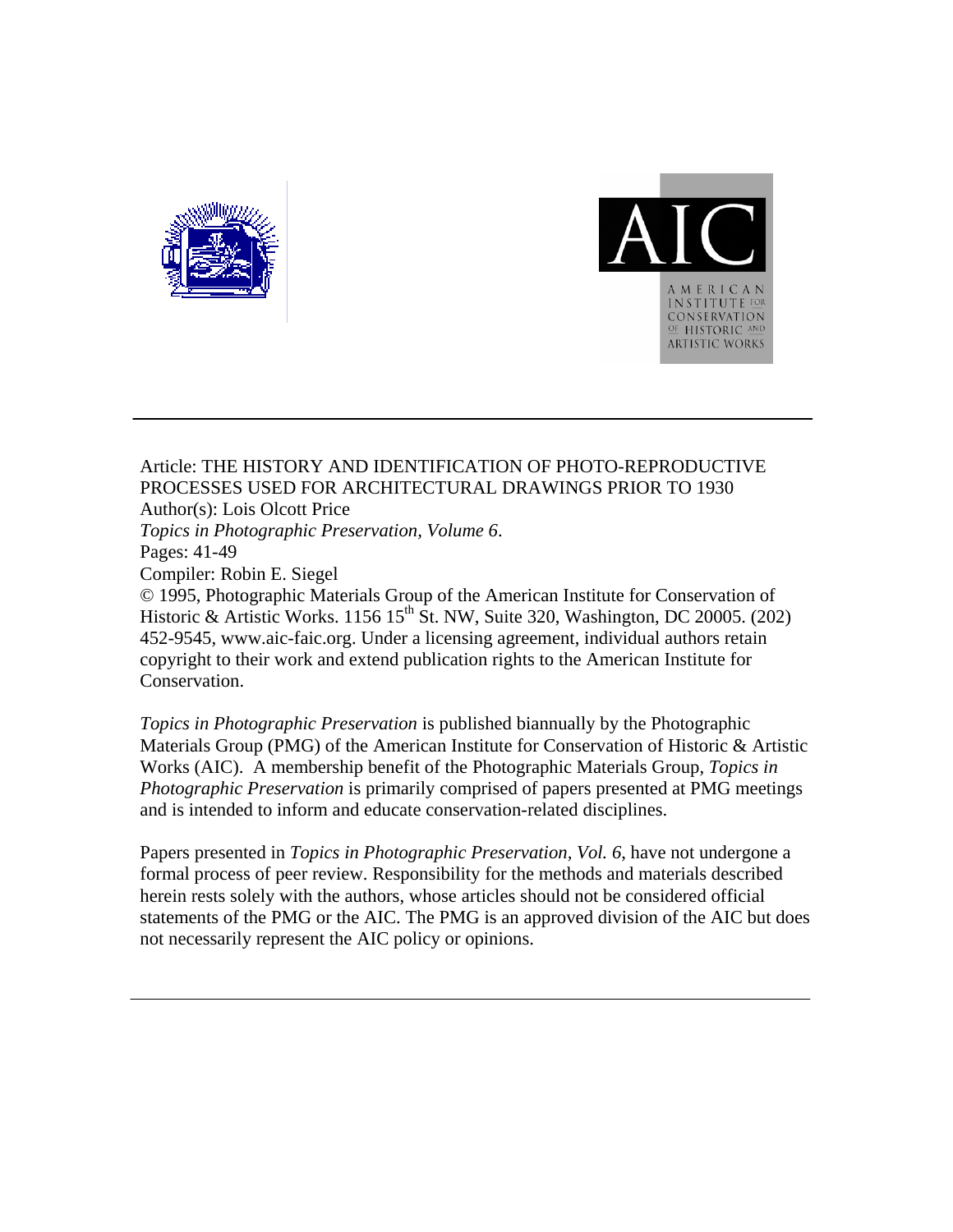AMERICAN INSTITUTE FOR CONSERVATION OF HISTORIC AND ARTISTIC WORKS

Article: THE HISTORY AND IDENTIFICATION OF PHOTO-REPRODUCTIVE PROCESSES USED FOR ARCHITECTURAL DRAWINGS PRIOR TO 1930
Author(s): Lois Olcott Price
*Topics in Photographic Preservation, Volume 6*.
Pages: 41-49
Compiler: Robin E. Siegel
© 1995, Photographic Materials Group of the American Institute for Conservation of Historic & Artistic Works. 1156 15th St. NW, Suite 320, Washington, DC 20005. (202) 452-9545, www.aic-faic.org. Under a licensing agreement, individual authors retain copyright to their work and extend publication rights to the American Institute for Conservation.

*Topics in Photographic Preservation* is published biannually by the Photographic Materials Group (PMG) of the American Institute for Conservation of Historic & Artistic Works (AIC). A membership benefit of the Photographic Materials Group, *Topics in Photographic Preservation* is primarily comprised of papers presented at PMG meetings and is intended to inform and educate conservation-related disciplines.

Papers presented in *Topics in Photographic Preservation, Vol. 6*, have not undergone a formal process of peer review. Responsibility for the methods and materials described herein rests solely with the authors, whose articles should not be considered official statements of the PMG or the AIC. The PMG is an approved division of the AIC but does not necessarily represent the AIC policy or opinions.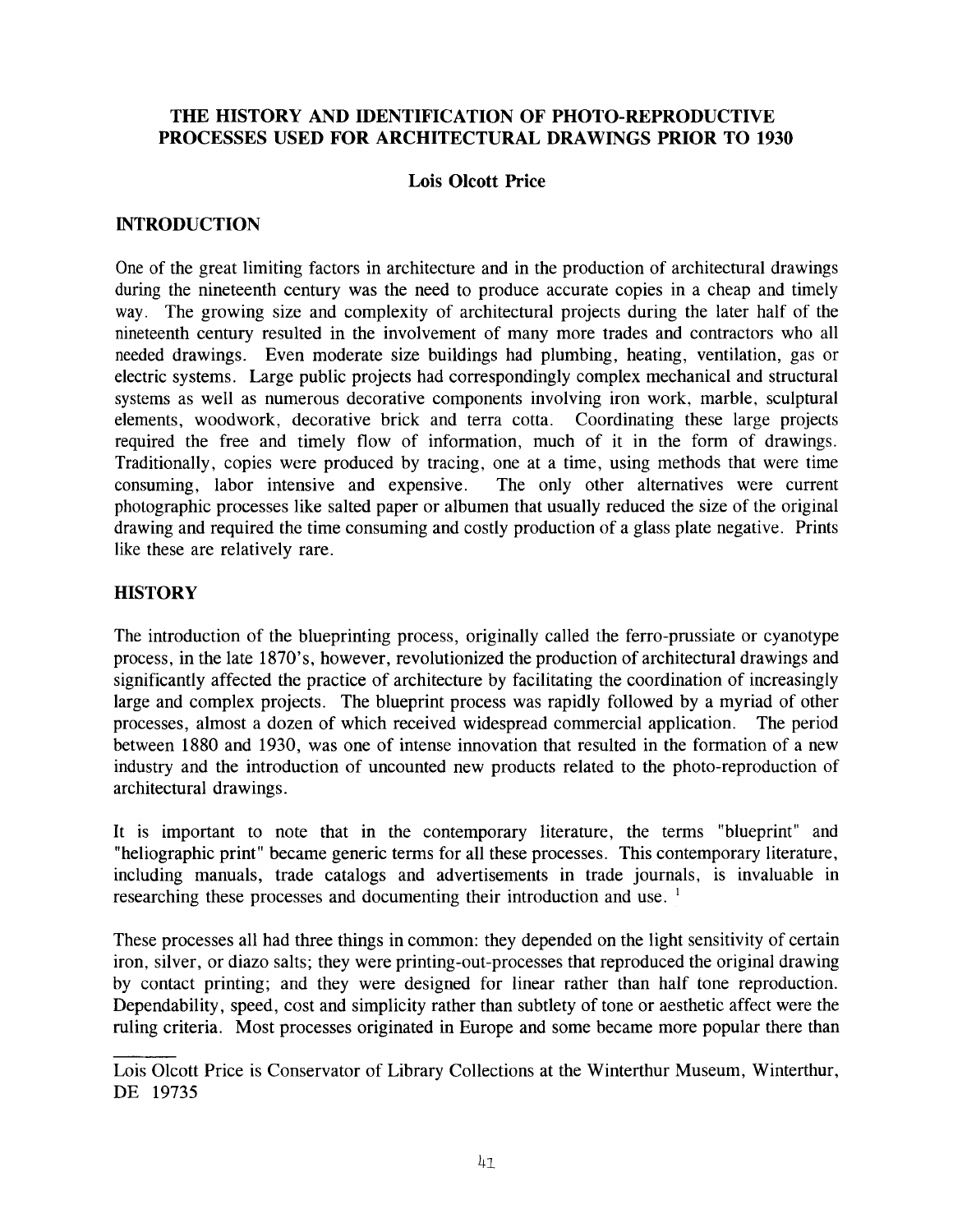# THE HISTORY AND IDENTIFICATION OF PHOTO-REPRODUCTIVE PROCESSES USED FOR ARCHITECTURAL DRAWINGS PRIOR TO 1930

**Lois Olcott Price**

## INTRODUCTION

One of the great limiting factors in architecture and in the production of architectural drawings during the nineteenth century was the need to produce accurate copies in a cheap and timely way. The growing size and complexity of architectural projects during the later half of the nineteenth century resulted in the involvement of many more trades and contractors who all needed drawings. Even moderate size buildings had plumbing, heating, ventilation, gas or electric systems. Large public projects had correspondingly complex mechanical and structural systems as well as numerous decorative components involving iron work, marble, sculptural elements, woodwork, decorative brick and terra cotta. Coordinating these large projects required the free and timely flow of information, much of it in the form of drawings. Traditionally, copies were produced by tracing, one at a time, using methods that were time consuming, labor intensive and expensive. The only other alternatives were current photographic processes like salted paper or albumen that usually reduced the size of the original drawing and required the time consuming and costly production of a glass plate negative. Prints like these are relatively rare.

## HISTORY

The introduction of the blueprinting process, originally called the ferro-prussiate or cyanotype process, in the late 1870's, however, revolutionized the production of architectural drawings and significantly affected the practice of architecture by facilitating the coordination of increasingly large and complex projects. The blueprint process was rapidly followed by a myriad of other processes, almost a dozen of which received widespread commercial application. The period between 1880 and 1930, was one of intense innovation that resulted in the formation of a new industry and the introduction of uncounted new products related to the photo-reproduction of architectural drawings.

It is important to note that in the contemporary literature, the terms "blueprint" and "heliographic print" became generic terms for all these processes. This contemporary literature, including manuals, trade catalogs and advertisements in trade journals, is invaluable in researching these processes and documenting their introduction and use. [1]

These processes all had three things in common: they depended on the light sensitivity of certain iron, silver, or diazo salts; they were printing-out-processes that reproduced the original drawing by contact printing; and they were designed for linear rather than half tone reproduction. Dependability, speed, cost and simplicity rather than subtlety of tone or aesthetic affect were the ruling criteria. Most processes originated in Europe and some became more popular there than

---

Lois Olcott Price is Conservator of Library Collections at the Winterthur Museum, Winterthur, DE 19735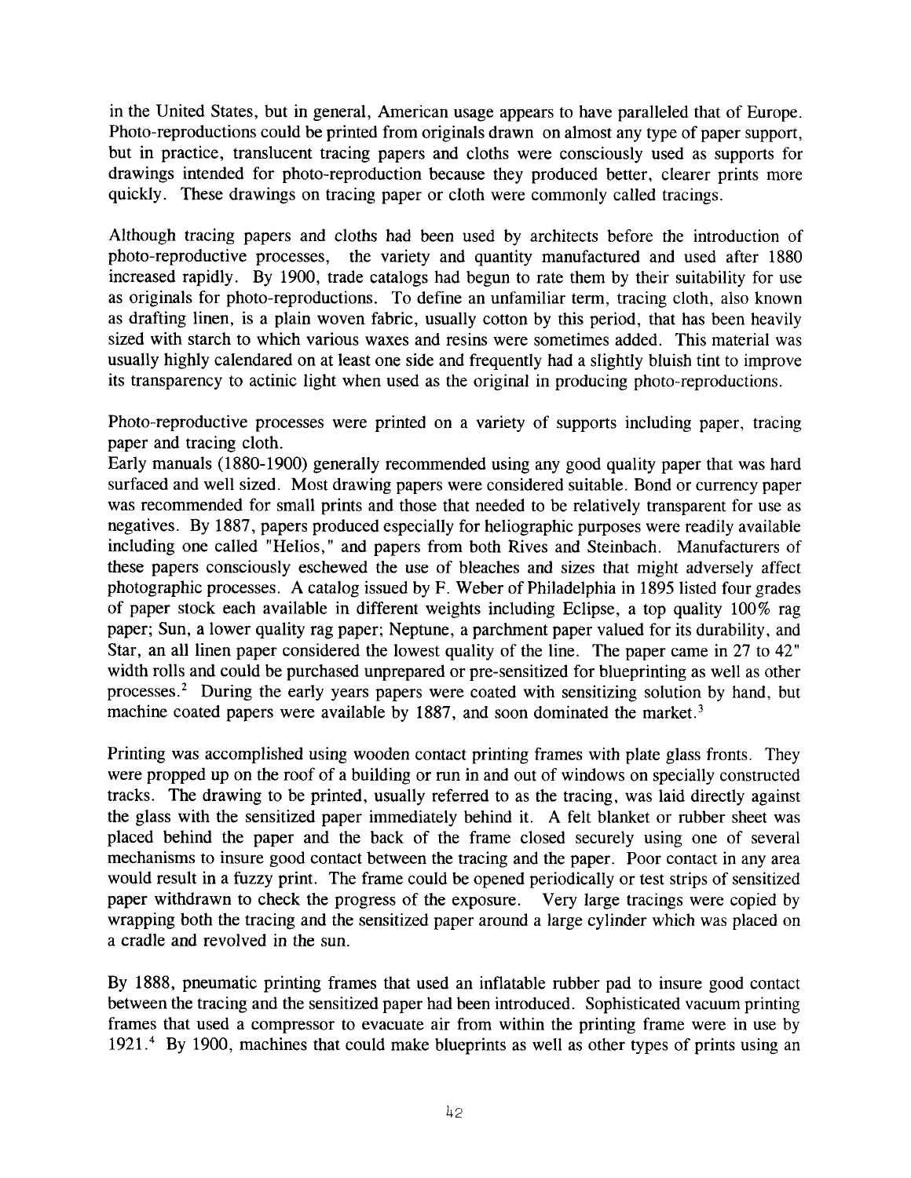in the United States, but in general, American usage appears to have paralleled that of Europe. Photo-reproductions could be printed from originals drawn on almost any type of paper support, but in practice, translucent tracing papers and cloths were consciously used as supports for drawings intended for photo-reproduction because they produced better, clearer prints more quickly. These drawings on tracing paper or cloth were commonly called tracings.

Although tracing papers and cloths had been used by architects before the introduction of photo-reproductive processes, the variety and quantity manufactured and used after 1880 increased rapidly. By 1900, trade catalogs had begun to rate them by their suitability for use as originals for photo-reproductions. To define an unfamiliar term, tracing cloth, also known as drafting linen, is a plain woven fabric, usually cotton by this period, that has been heavily sized with starch to which various waxes and resins were sometimes added. This material was usually highly calendared on at least one side and frequently had a slightly bluish tint to improve its transparency to actinic light when used as the original in producing photo-reproductions.

Photo-reproductive processes were printed on a variety of supports including paper, tracing paper and tracing cloth.

Early manuals (1880-1900) generally recommended using any good quality paper that was hard surfaced and well sized. Most drawing papers were considered suitable. Bond or currency paper was recommended for small prints and those that needed to be relatively transparent for use as negatives. By 1887, papers produced especially for heliographic purposes were readily available including one called "Helios," and papers from both Rives and Steinbach. Manufacturers of these papers consciously eschewed the use of bleaches and sizes that might adversely affect photographic processes. A catalog issued by F. Weber of Philadelphia in 1895 listed four grades of paper stock each available in different weights including Eclipse, a top quality 100% rag paper; Sun, a lower quality rag paper; Neptune, a parchment paper valued for its durability, and Star, an all linen paper considered the lowest quality of the line. The paper came in 27 to 42" width rolls and could be purchased unprepared or pre-sensitized for blueprinting as well as other processes.[2] During the early years papers were coated with sensitizing solution by hand, but machine coated papers were available by 1887, and soon dominated the market.[3]

Printing was accomplished using wooden contact printing frames with plate glass fronts. They were propped up on the roof of a building or run in and out of windows on specially constructed tracks. The drawing to be printed, usually referred to as the tracing, was laid directly against the glass with the sensitized paper immediately behind it. A felt blanket or rubber sheet was placed behind the paper and the back of the frame closed securely using one of several mechanisms to insure good contact between the tracing and the paper. Poor contact in any area would result in a fuzzy print. The frame could be opened periodically or test strips of sensitized paper withdrawn to check the progress of the exposure. Very large tracings were copied by wrapping both the tracing and the sensitized paper around a large cylinder which was placed on a cradle and revolved in the sun.

By 1888, pneumatic printing frames that used an inflatable rubber pad to insure good contact between the tracing and the sensitized paper had been introduced. Sophisticated vacuum printing frames that used a compressor to evacuate air from within the printing frame were in use by 1921.[4] By 1900, machines that could make blueprints as well as other types of prints using an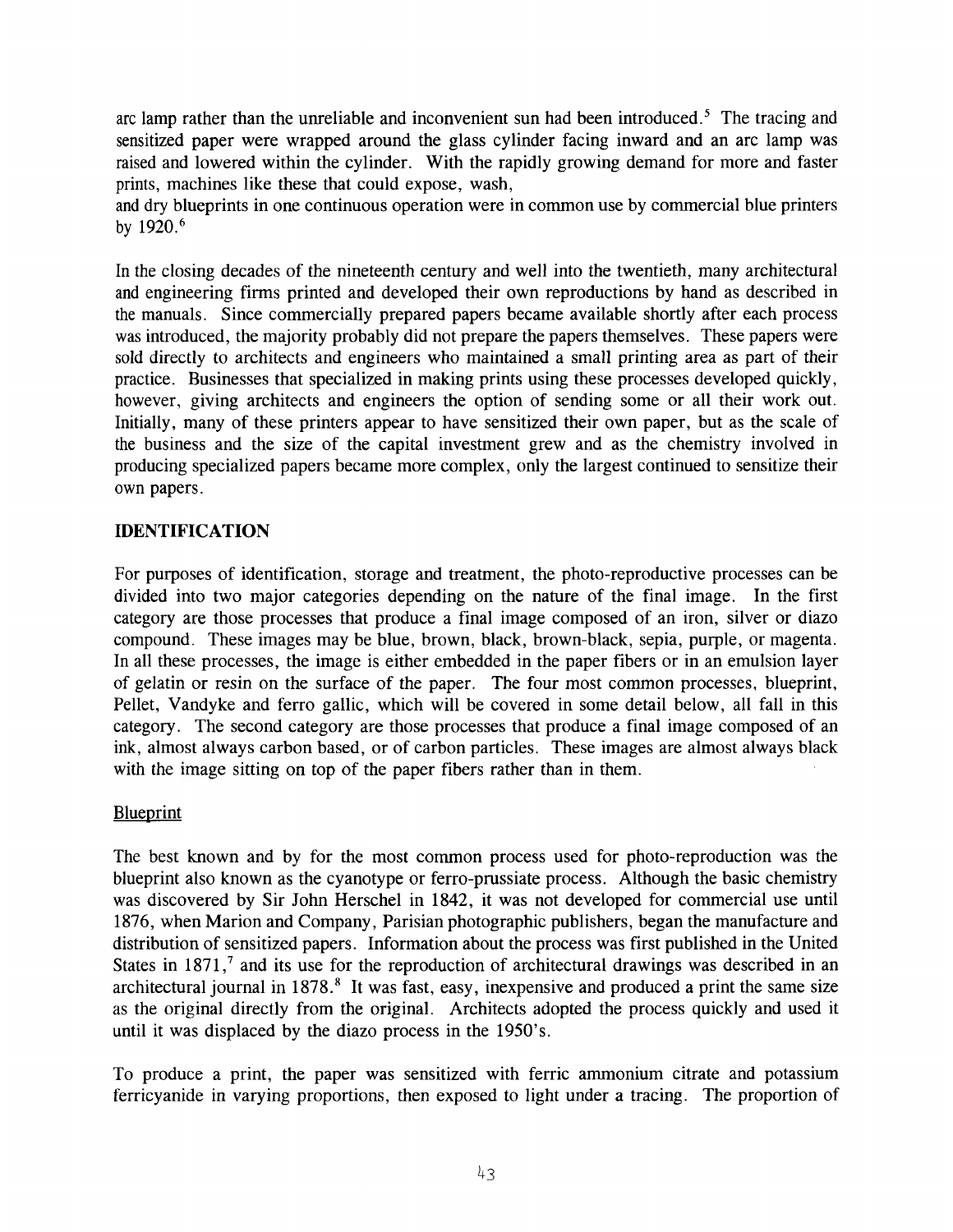arc lamp rather than the unreliable and inconvenient sun had been introduced.[5] The tracing and sensitized paper were wrapped around the glass cylinder facing inward and an arc lamp was raised and lowered within the cylinder. With the rapidly growing demand for more and faster prints, machines like these that could expose, wash, and dry blueprints in one continuous operation were in common use by commercial blue printers by 1920.[6]

In the closing decades of the nineteenth century and well into the twentieth, many architectural and engineering firms printed and developed their own reproductions by hand as described in the manuals. Since commercially prepared papers became available shortly after each process was introduced, the majority probably did not prepare the papers themselves. These papers were sold directly to architects and engineers who maintained a small printing area as part of their practice. Businesses that specialized in making prints using these processes developed quickly, however, giving architects and engineers the option of sending some or all their work out. Initially, many of these printers appear to have sensitized their own paper, but as the scale of the business and the size of the capital investment grew and as the chemistry involved in producing specialized papers became more complex, only the largest continued to sensitize their own papers.

## IDENTIFICATION

For purposes of identification, storage and treatment, the photo-reproductive processes can be divided into two major categories depending on the nature of the final image. In the first category are those processes that produce a final image composed of an iron, silver or diazo compound. These images may be blue, brown, black, brown-black, sepia, purple, or magenta. In all these processes, the image is either embedded in the paper fibers or in an emulsion layer of gelatin or resin on the surface of the paper. The four most common processes, blueprint, Pellet, Vandyke and ferro gallic, which will be covered in some detail below, all fall in this category. The second category are those processes that produce a final image composed of an ink, almost always carbon based, or of carbon particles. These images are almost always black with the image sitting on top of the paper fibers rather than in them.

### Blueprint

The best known and by for the most common process used for photo-reproduction was the blueprint also known as the cyanotype or ferro-prussiate process. Although the basic chemistry was discovered by Sir John Herschel in 1842, it was not developed for commercial use until 1876, when Marion and Company, Parisian photographic publishers, began the manufacture and distribution of sensitized papers. Information about the process was first published in the United States in 1871,[7] and its use for the reproduction of architectural drawings was described in an architectural journal in 1878.[8] It was fast, easy, inexpensive and produced a print the same size as the original directly from the original. Architects adopted the process quickly and used it until it was displaced by the diazo process in the 1950's.

To produce a print, the paper was sensitized with ferric ammonium citrate and potassium ferricyanide in varying proportions, then exposed to light under a tracing. The proportion of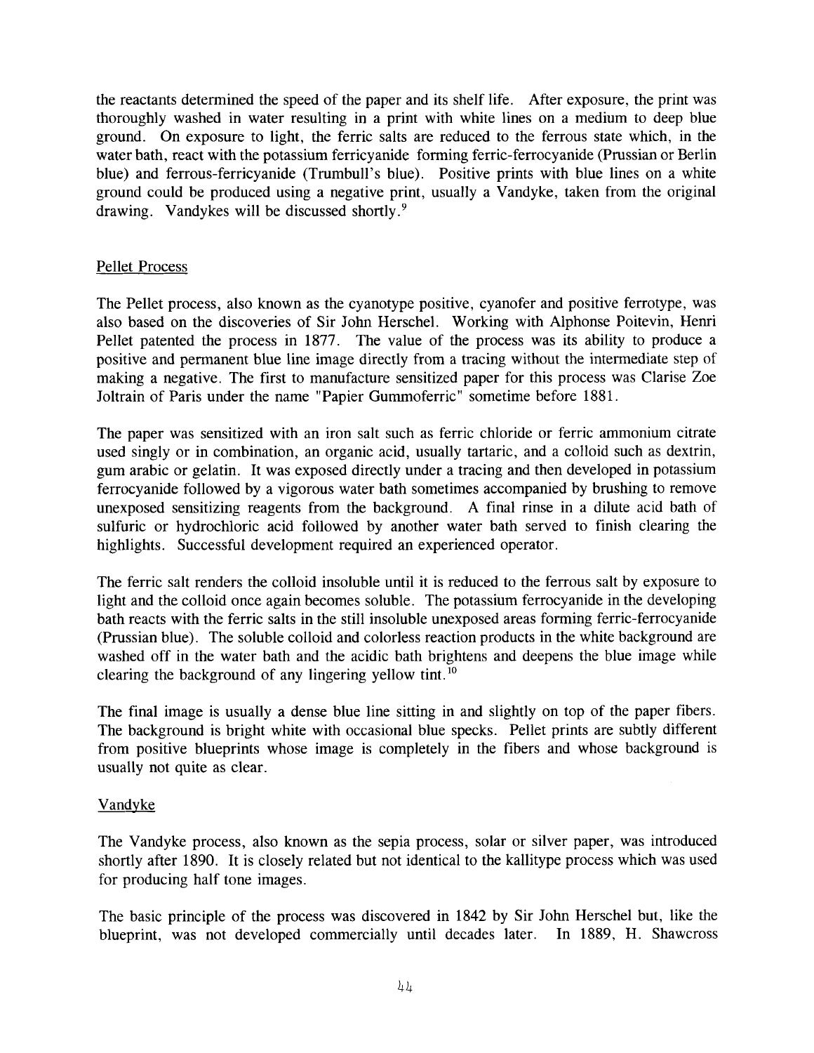the reactants determined the speed of the paper and its shelf life. After exposure, the print was thoroughly washed in water resulting in a print with white lines on a medium to deep blue ground. On exposure to light, the ferric salts are reduced to the ferrous state which, in the water bath, react with the potassium ferricyanide forming ferric-ferrocyanide (Prussian or Berlin blue) and ferrous-ferricyanide (Trumbull's blue). Positive prints with blue lines on a white ground could be produced using a negative print, usually a Vandyke, taken from the original drawing. Vandykes will be discussed shortly.[9]

## Pellet Process

The Pellet process, also known as the cyanotype positive, cyanofer and positive ferrotype, was also based on the discoveries of Sir John Herschel. Working with Alphonse Poitevin, Henri Pellet patented the process in 1877. The value of the process was its ability to produce a positive and permanent blue line image directly from a tracing without the intermediate step of making a negative. The first to manufacture sensitized paper for this process was Clarise Zoe Joltrain of Paris under the name "Papier Gummoferric" sometime before 1881.

The paper was sensitized with an iron salt such as ferric chloride or ferric ammonium citrate used singly or in combination, an organic acid, usually tartaric, and a colloid such as dextrin, gum arabic or gelatin. It was exposed directly under a tracing and then developed in potassium ferrocyanide followed by a vigorous water bath sometimes accompanied by brushing to remove unexposed sensitizing reagents from the background. A final rinse in a dilute acid bath of sulfuric or hydrochloric acid followed by another water bath served to finish clearing the highlights. Successful development required an experienced operator.

The ferric salt renders the colloid insoluble until it is reduced to the ferrous salt by exposure to light and the colloid once again becomes soluble. The potassium ferrocyanide in the developing bath reacts with the ferric salts in the still insoluble unexposed areas forming ferric-ferrocyanide (Prussian blue). The soluble colloid and colorless reaction products in the white background are washed off in the water bath and the acidic bath brightens and deepens the blue image while clearing the background of any lingering yellow tint.[10]

The final image is usually a dense blue line sitting in and slightly on top of the paper fibers. The background is bright white with occasional blue specks. Pellet prints are subtly different from positive blueprints whose image is completely in the fibers and whose background is usually not quite as clear.

## Vandyke

The Vandyke process, also known as the sepia process, solar or silver paper, was introduced shortly after 1890. It is closely related but not identical to the kallitype process which was used for producing half tone images.

The basic principle of the process was discovered in 1842 by Sir John Herschel but, like the blueprint, was not developed commercially until decades later. In 1889, H. Shawcross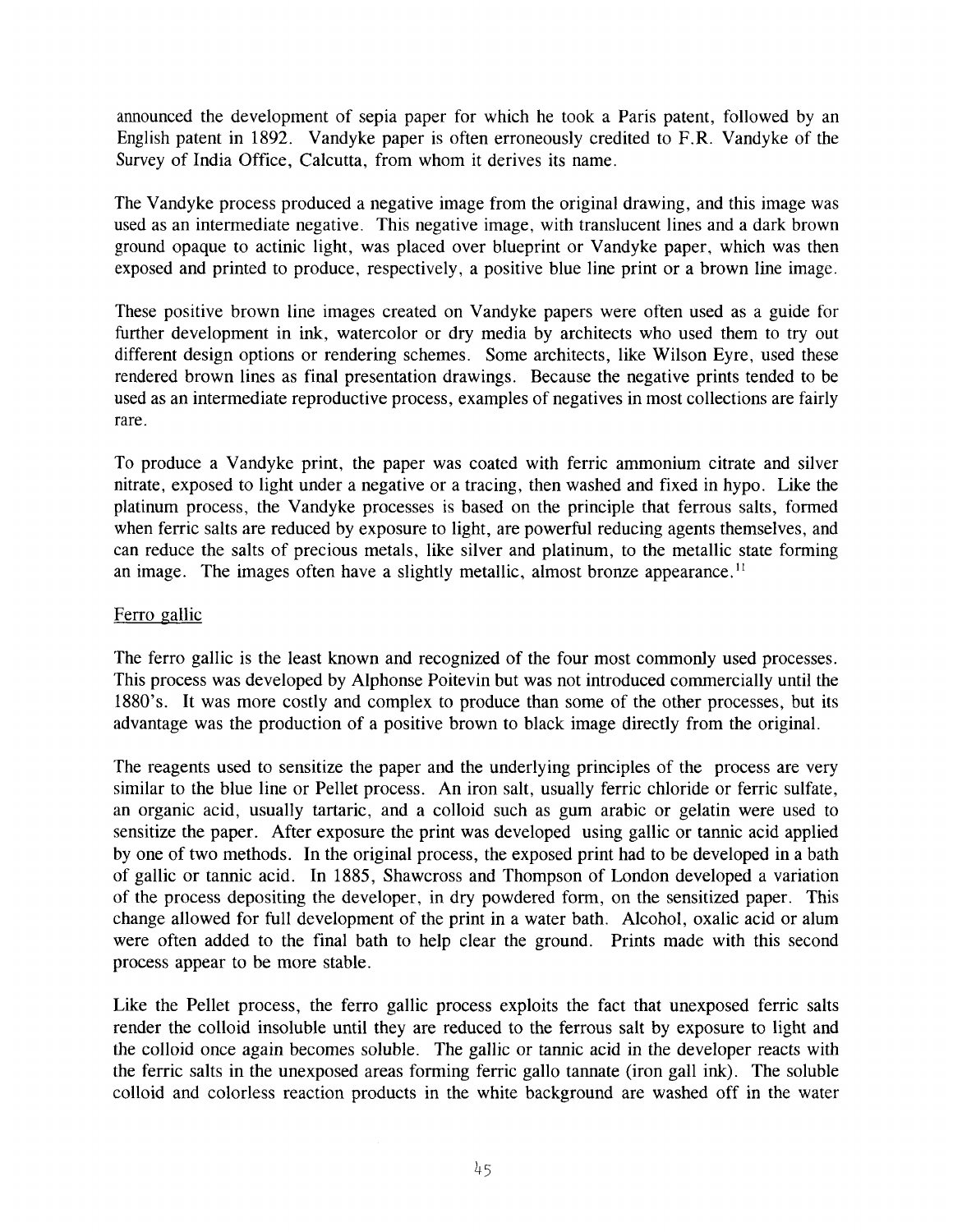announced the development of sepia paper for which he took a Paris patent, followed by an English patent in 1892. Vandyke paper is often erroneously credited to F.R. Vandyke of the Survey of India Office, Calcutta, from whom it derives its name.

The Vandyke process produced a negative image from the original drawing, and this image was used as an intermediate negative. This negative image, with translucent lines and a dark brown ground opaque to actinic light, was placed over blueprint or Vandyke paper, which was then exposed and printed to produce, respectively, a positive blue line print or a brown line image.

These positive brown line images created on Vandyke papers were often used as a guide for further development in ink, watercolor or dry media by architects who used them to try out different design options or rendering schemes. Some architects, like Wilson Eyre, used these rendered brown lines as final presentation drawings. Because the negative prints tended to be used as an intermediate reproductive process, examples of negatives in most collections are fairly rare.

To produce a Vandyke print, the paper was coated with ferric ammonium citrate and silver nitrate, exposed to light under a negative or a tracing, then washed and fixed in hypo. Like the platinum process, the Vandyke processes is based on the principle that ferrous salts, formed when ferric salts are reduced by exposure to light, are powerful reducing agents themselves, and can reduce the salts of precious metals, like silver and platinum, to the metallic state forming an image. The images often have a slightly metallic, almost bronze appearance.[11]

## Ferro gallic

The ferro gallic is the least known and recognized of the four most commonly used processes. This process was developed by Alphonse Poitevin but was not introduced commercially until the 1880's. It was more costly and complex to produce than some of the other processes, but its advantage was the production of a positive brown to black image directly from the original.

The reagents used to sensitize the paper and the underlying principles of the process are very similar to the blue line or Pellet process. An iron salt, usually ferric chloride or ferric sulfate, an organic acid, usually tartaric, and a colloid such as gum arabic or gelatin were used to sensitize the paper. After exposure the print was developed using gallic or tannic acid applied by one of two methods. In the original process, the exposed print had to be developed in a bath of gallic or tannic acid. In 1885, Shawcross and Thompson of London developed a variation of the process depositing the developer, in dry powdered form, on the sensitized paper. This change allowed for full development of the print in a water bath. Alcohol, oxalic acid or alum were often added to the final bath to help clear the ground. Prints made with this second process appear to be more stable.

Like the Pellet process, the ferro gallic process exploits the fact that unexposed ferric salts render the colloid insoluble until they are reduced to the ferrous salt by exposure to light and the colloid once again becomes soluble. The gallic or tannic acid in the developer reacts with the ferric salts in the unexposed areas forming ferric gallo tannate (iron gall ink). The soluble colloid and colorless reaction products in the white background are washed off in the water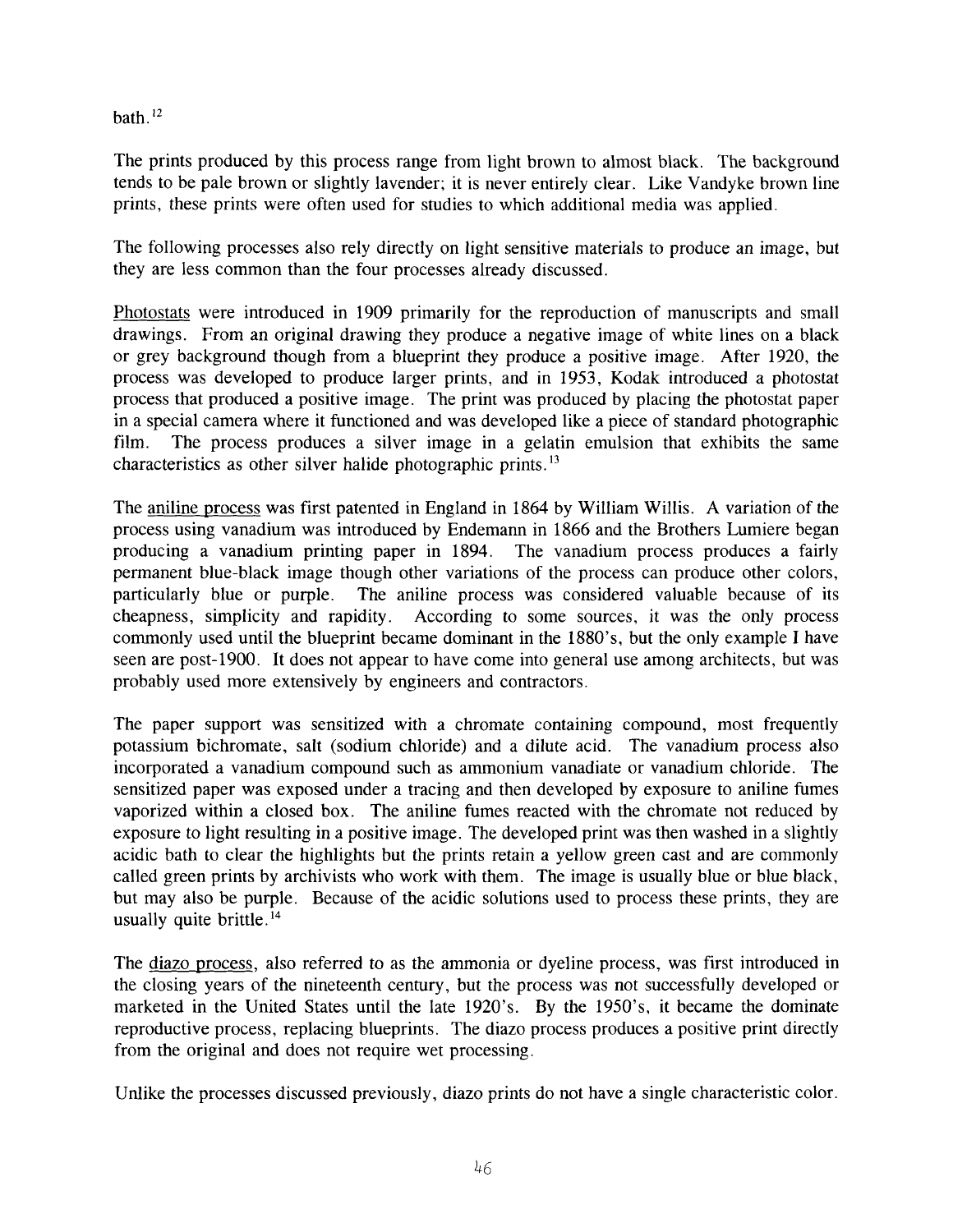bath.[12]

The prints produced by this process range from light brown to almost black. The background tends to be pale brown or slightly lavender; it is never entirely clear. Like Vandyke brown line prints, these prints were often used for studies to which additional media was applied.

The following processes also rely directly on light sensitive materials to produce an image, but they are less common than the four processes already discussed.

<u>Photostats</u> were introduced in 1909 primarily for the reproduction of manuscripts and small drawings. From an original drawing they produce a negative image of white lines on a black or grey background though from a blueprint they produce a positive image. After 1920, the process was developed to produce larger prints, and in 1953, Kodak introduced a photostat process that produced a positive image. The print was produced by placing the photostat paper in a special camera where it functioned and was developed like a piece of standard photographic film. The process produces a silver image in a gelatin emulsion that exhibits the same characteristics as other silver halide photographic prints.[13]

The <u>aniline process</u> was first patented in England in 1864 by William Willis. A variation of the process using vanadium was introduced by Endemann in 1866 and the Brothers Lumiere began producing a vanadium printing paper in 1894. The vanadium process produces a fairly permanent blue-black image though other variations of the process can produce other colors, particularly blue or purple. The aniline process was considered valuable because of its cheapness, simplicity and rapidity. According to some sources, it was the only process commonly used until the blueprint became dominant in the 1880's, but the only example I have seen are post-1900. It does not appear to have come into general use among architects, but was probably used more extensively by engineers and contractors.

The paper support was sensitized with a chromate containing compound, most frequently potassium bichromate, salt (sodium chloride) and a dilute acid. The vanadium process also incorporated a vanadium compound such as ammonium vanadiate or vanadium chloride. The sensitized paper was exposed under a tracing and then developed by exposure to aniline fumes vaporized within a closed box. The aniline fumes reacted with the chromate not reduced by exposure to light resulting in a positive image. The developed print was then washed in a slightly acidic bath to clear the highlights but the prints retain a yellow green cast and are commonly called green prints by archivists who work with them. The image is usually blue or blue black, but may also be purple. Because of the acidic solutions used to process these prints, they are usually quite brittle.[14]

The <u>diazo process</u>, also referred to as the ammonia or dyeline process, was first introduced in the closing years of the nineteenth century, but the process was not successfully developed or marketed in the United States until the late 1920's. By the 1950's, it became the dominate reproductive process, replacing blueprints. The diazo process produces a positive print directly from the original and does not require wet processing.

Unlike the processes discussed previously, diazo prints do not have a single characteristic color.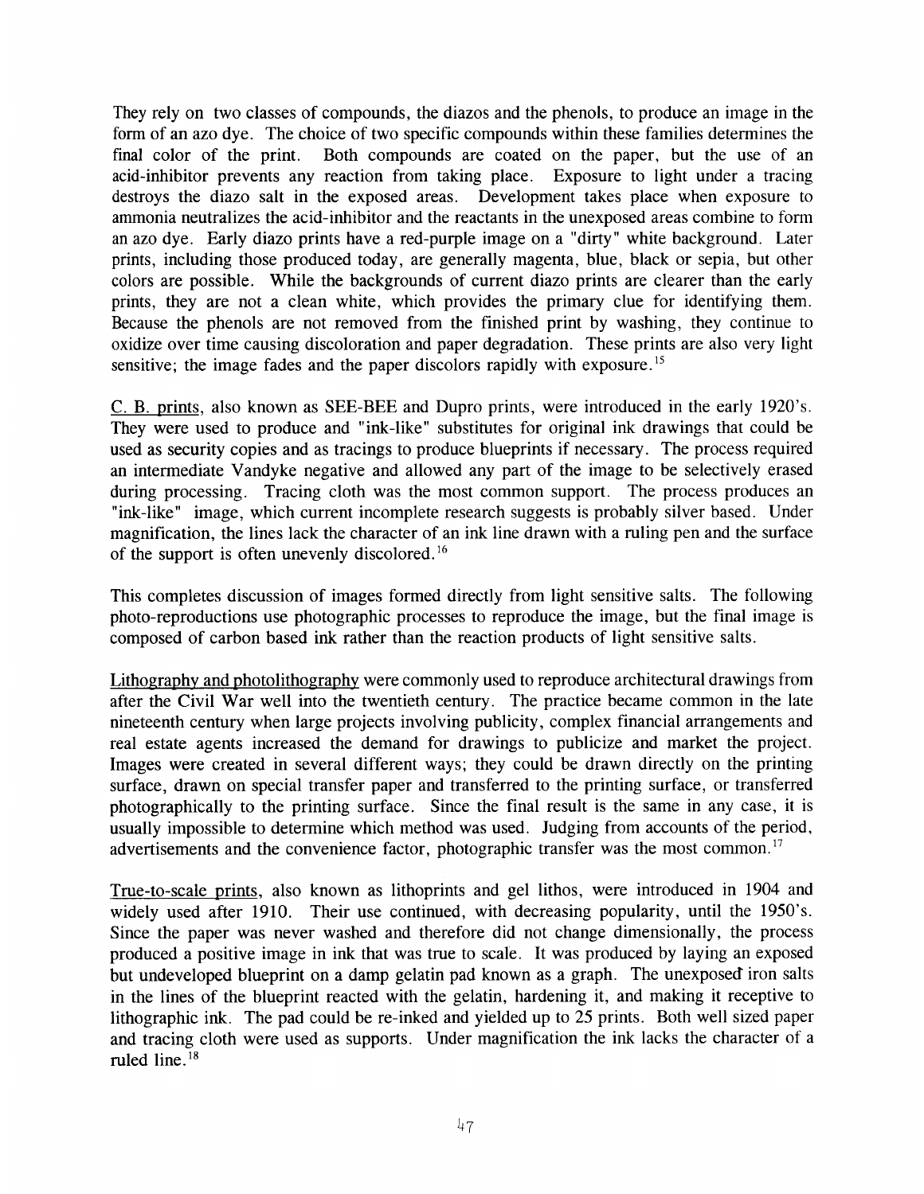They rely on two classes of compounds, the diazos and the phenols, to produce an image in the form of an azo dye. The choice of two specific compounds within these families determines the final color of the print. Both compounds are coated on the paper, but the use of an acid-inhibitor prevents any reaction from taking place. Exposure to light under a tracing destroys the diazo salt in the exposed areas. Development takes place when exposure to ammonia neutralizes the acid-inhibitor and the reactants in the unexposed areas combine to form an azo dye. Early diazo prints have a red-purple image on a "dirty" white background. Later prints, including those produced today, are generally magenta, blue, black or sepia, but other colors are possible. While the backgrounds of current diazo prints are clearer than the early prints, they are not a clean white, which provides the primary clue for identifying them. Because the phenols are not removed from the finished print by washing, they continue to oxidize over time causing discoloration and paper degradation. These prints are also very light sensitive; the image fades and the paper discolors rapidly with exposure.[15]

<u>C. B. prints</u>, also known as SEE-BEE and Dupro prints, were introduced in the early 1920's. They were used to produce and "ink-like" substitutes for original ink drawings that could be used as security copies and as tracings to produce blueprints if necessary. The process required an intermediate Vandyke negative and allowed any part of the image to be selectively erased during processing. Tracing cloth was the most common support. The process produces an "ink-like" image, which current incomplete research suggests is probably silver based. Under magnification, the lines lack the character of an ink line drawn with a ruling pen and the surface of the support is often unevenly discolored.[16]

This completes discussion of images formed directly from light sensitive salts. The following photo-reproductions use photographic processes to reproduce the image, but the final image is composed of carbon based ink rather than the reaction products of light sensitive salts.

<u>Lithography and photolithography</u> were commonly used to reproduce architectural drawings from after the Civil War well into the twentieth century. The practice became common in the late nineteenth century when large projects involving publicity, complex financial arrangements and real estate agents increased the demand for drawings to publicize and market the project. Images were created in several different ways; they could be drawn directly on the printing surface, drawn on special transfer paper and transferred to the printing surface, or transferred photographically to the printing surface. Since the final result is the same in any case, it is usually impossible to determine which method was used. Judging from accounts of the period, advertisements and the convenience factor, photographic transfer was the most common.[17]

<u>True-to-scale prints</u>, also known as lithoprints and gel lithos, were introduced in 1904 and widely used after 1910. Their use continued, with decreasing popularity, until the 1950's. Since the paper was never washed and therefore did not change dimensionally, the process produced a positive image in ink that was true to scale. It was produced by laying an exposed but undeveloped blueprint on a damp gelatin pad known as a graph. The unexposed iron salts in the lines of the blueprint reacted with the gelatin, hardening it, and making it receptive to lithographic ink. The pad could be re-inked and yielded up to 25 prints. Both well sized paper and tracing cloth were used as supports. Under magnification the ink lacks the character of a ruled line.[18]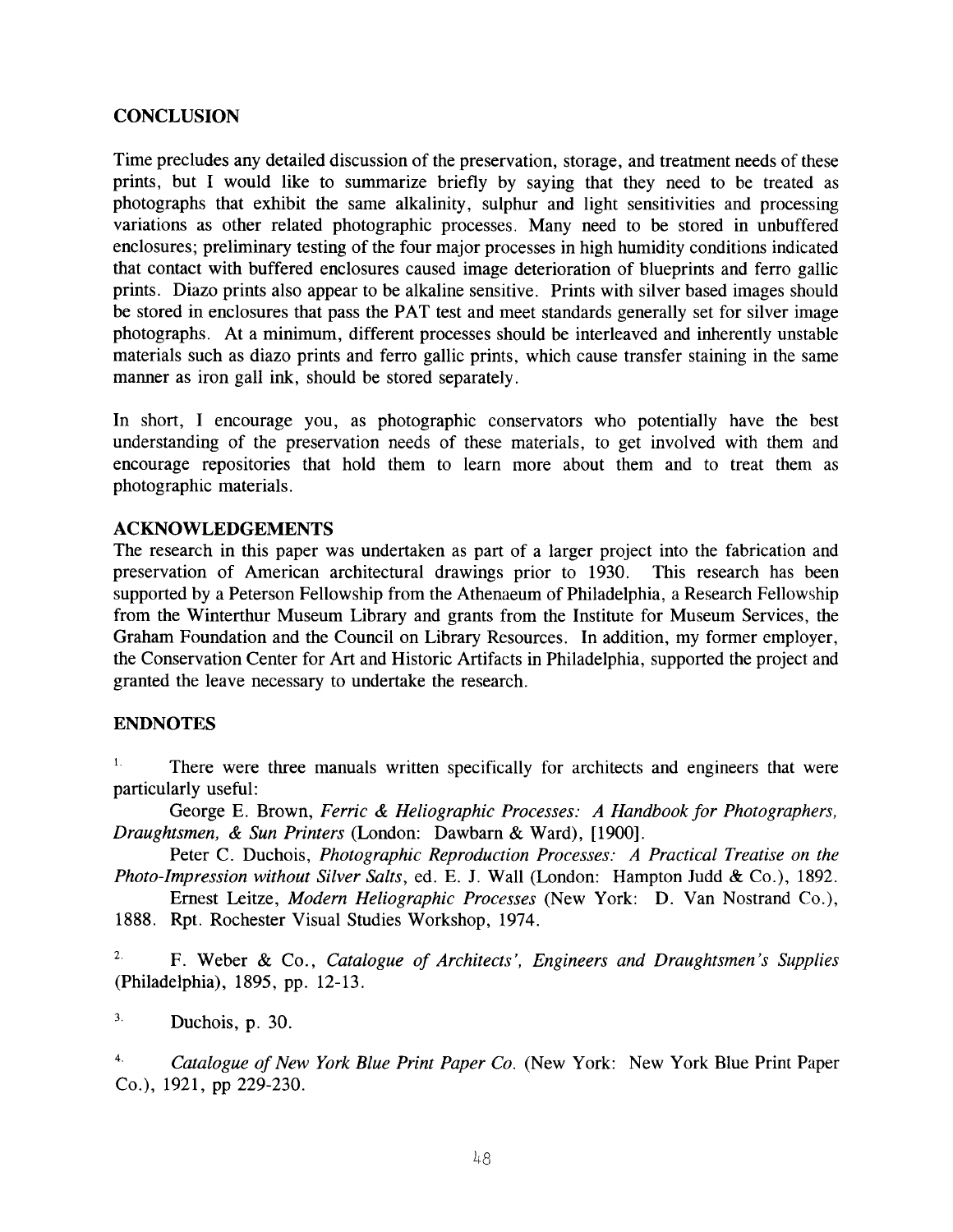## CONCLUSION

Time precludes any detailed discussion of the preservation, storage, and treatment needs of these prints, but I would like to summarize briefly by saying that they need to be treated as photographs that exhibit the same alkalinity, sulphur and light sensitivities and processing variations as other related photographic processes. Many need to be stored in unbuffered enclosures; preliminary testing of the four major processes in high humidity conditions indicated that contact with buffered enclosures caused image deterioration of blueprints and ferro gallic prints. Diazo prints also appear to be alkaline sensitive. Prints with silver based images should be stored in enclosures that pass the PAT test and meet standards generally set for silver image photographs. At a minimum, different processes should be interleaved and inherently unstable materials such as diazo prints and ferro gallic prints, which cause transfer staining in the same manner as iron gall ink, should be stored separately.

In short, I encourage you, as photographic conservators who potentially have the best understanding of the preservation needs of these materials, to get involved with them and encourage repositories that hold them to learn more about them and to treat them as photographic materials.

## ACKNOWLEDGEMENTS

The research in this paper was undertaken as part of a larger project into the fabrication and preservation of American architectural drawings prior to 1930. This research has been supported by a Peterson Fellowship from the Athenaeum of Philadelphia, a Research Fellowship from the Winterthur Museum Library and grants from the Institute for Museum Services, the Graham Foundation and the Council on Library Resources. In addition, my former employer, the Conservation Center for Art and Historic Artifacts in Philadelphia, supported the project and granted the leave necessary to undertake the research.

## ENDNOTES

1. There were three manuals written specifically for architects and engineers that were particularly useful:

George E. Brown, *Ferric & Heliographic Processes: A Handbook for Photographers, Draughtsmen, & Sun Printers* (London: Dawbarn & Ward), [1900].

Peter C. Duchois, *Photographic Reproduction Processes: A Practical Treatise on the Photo-Impression without Silver Salts*, ed. E. J. Wall (London: Hampton Judd & Co.), 1892.

Ernest Leitze, *Modern Heliographic Processes* (New York: D. Van Nostrand Co.), 1888. Rpt. Rochester Visual Studies Workshop, 1974.

2. F. Weber & Co., *Catalogue of Architects', Engineers and Draughtsmen's Supplies* (Philadelphia), 1895, pp. 12-13.

3. Duchois, p. 30.

4. *Catalogue of New York Blue Print Paper Co.* (New York: New York Blue Print Paper Co.), 1921, pp 229-230.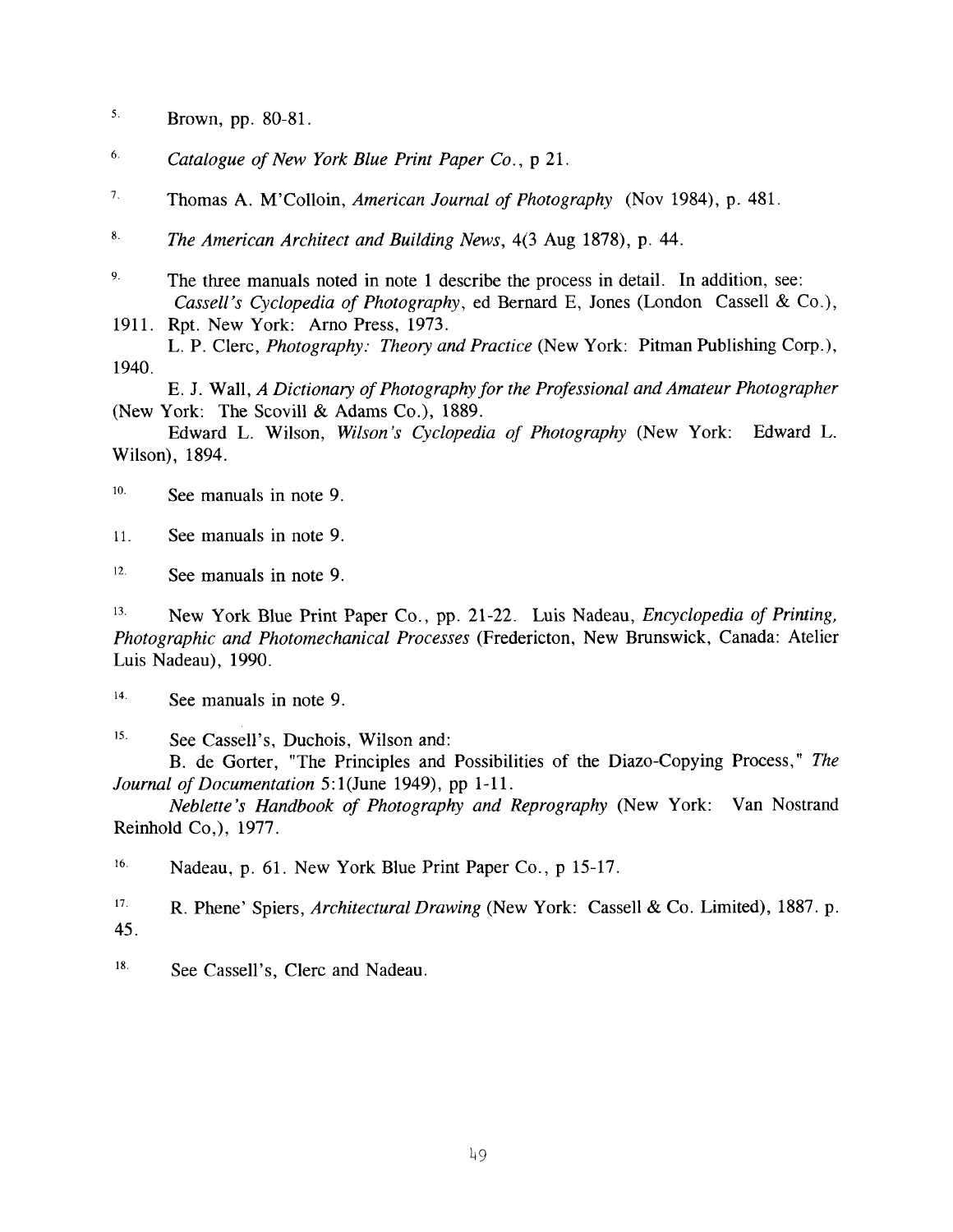5. Brown, pp. 80-81.

6. *Catalogue of New York Blue Print Paper Co.*, p 21.

7. Thomas A. M'Colloin, *American Journal of Photography* (Nov 1984), p. 481.

8. *The American Architect and Building News*, 4(3 Aug 1878), p. 44.

9. The three manuals noted in note 1 describe the process in detail. In addition, see:
*Cassell's Cyclopedia of Photography*, ed Bernard E, Jones (London Cassell & Co.), 1911. Rpt. New York: Arno Press, 1973.
L. P. Clerc, *Photography: Theory and Practice* (New York: Pitman Publishing Corp.), 1940.
E. J. Wall, *A Dictionary of Photography for the Professional and Amateur Photographer* (New York: The Scovill & Adams Co.), 1889.
Edward L. Wilson, *Wilson's Cyclopedia of Photography* (New York: Edward L. Wilson), 1894.

10. See manuals in note 9.

11. See manuals in note 9.

12. See manuals in note 9.

13. New York Blue Print Paper Co., pp. 21-22. Luis Nadeau, *Encyclopedia of Printing, Photographic and Photomechanical Processes* (Fredericton, New Brunswick, Canada: Atelier Luis Nadeau), 1990.

14. See manuals in note 9.

15. See Cassell's, Duchois, Wilson and:
B. de Gorter, "The Principles and Possibilities of the Diazo-Copying Process," *The Journal of Documentation* 5:1(June 1949), pp 1-11.
*Neblette's Handbook of Photography and Reprography* (New York: Van Nostrand Reinhold Co,), 1977.

16. Nadeau, p. 61. New York Blue Print Paper Co., p 15-17.

17. R. Phene' Spiers, *Architectural Drawing* (New York: Cassell & Co. Limited), 1887. p. 45.

18. See Cassell's, Clerc and Nadeau.